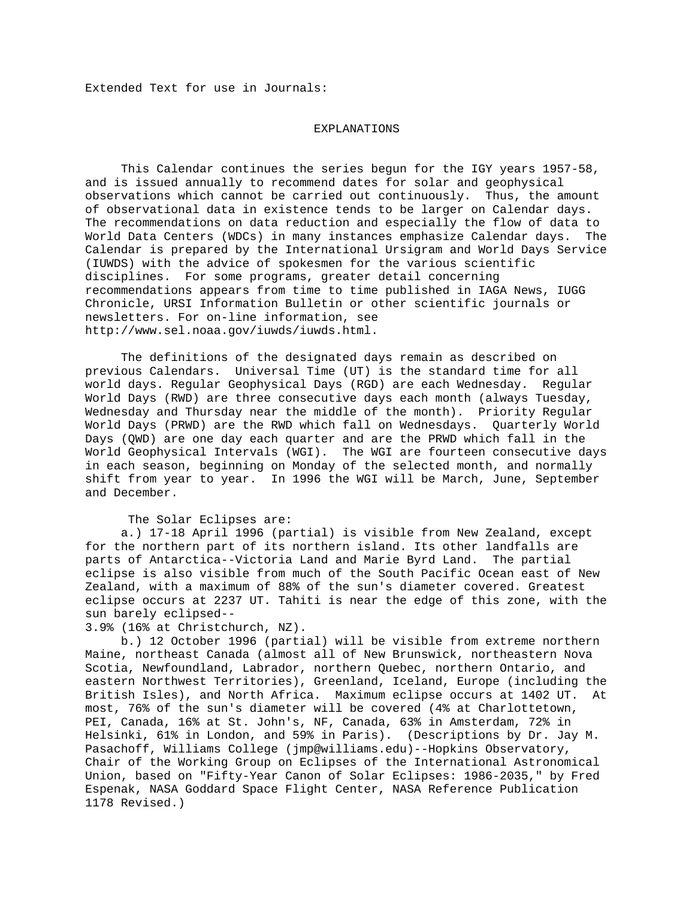Extended Text for use in Journals:

# EXPLANATIONS

This Calendar continues the series begun for the IGY years 1957-58, and is issued annually to recommend dates for solar and geophysical observations which cannot be carried out continuously. Thus, the amount of observational data in existence tends to be larger on Calendar days. The recommendations on data reduction and especially the flow of data to World Data Centers (WDCs) in many instances emphasize Calendar days. The Calendar is prepared by the International Ursigram and World Days Service (IUWDS) with the advice of spokesmen for the various scientific disciplines. For some programs, greater detail concerning recommendations appears from time to time published in IAGA News, IUGG Chronicle, URSI Information Bulletin or other scientific journals or newsletters. For on-line information, see http://www.sel.noaa.gov/iuwds/iuwds.html.

The definitions of the designated days remain as described on previous Calendars. Universal Time (UT) is the standard time for all world days. Regular Geophysical Days (RGD) are each Wednesday. Regular World Days (RWD) are three consecutive days each month (always Tuesday, Wednesday and Thursday near the middle of the month). Priority Regular World Days (PRWD) are the RWD which fall on Wednesdays. Quarterly World Days (QWD) are one day each quarter and are the PRWD which fall in the World Geophysical Intervals (WGI). The WGI are fourteen consecutive days in each season, beginning on Monday of the selected month, and normally shift from year to year. In 1996 the WGI will be March, June, September and December.

The Solar Eclipses are:

a.) 17-18 April 1996 (partial) is visible from New Zealand, except for the northern part of its northern island. Its other landfalls are parts of Antarctica--Victoria Land and Marie Byrd Land. The partial eclipse is also visible from much of the South Pacific Ocean east of New Zealand, with a maximum of 88% of the sun's diameter covered. Greatest eclipse occurs at 2237 UT. Tahiti is near the edge of this zone, with the sun barely eclipsed--
3.9% (16% at Christchurch, NZ).

b.) 12 October 1996 (partial) will be visible from extreme northern Maine, northeast Canada (almost all of New Brunswick, northeastern Nova Scotia, Newfoundland, Labrador, northern Quebec, northern Ontario, and eastern Northwest Territories), Greenland, Iceland, Europe (including the British Isles), and North Africa. Maximum eclipse occurs at 1402 UT. At most, 76% of the sun's diameter will be covered (4% at Charlottetown, PEI, Canada, 16% at St. John's, NF, Canada, 63% in Amsterdam, 72% in Helsinki, 61% in London, and 59% in Paris). (Descriptions by Dr. Jay M. Pasachoff, Williams College (jmp@williams.edu)--Hopkins Observatory, Chair of the Working Group on Eclipses of the International Astronomical Union, based on "Fifty-Year Canon of Solar Eclipses: 1986-2035," by Fred Espenak, NASA Goddard Space Flight Center, NASA Reference Publication 1178 Revised.)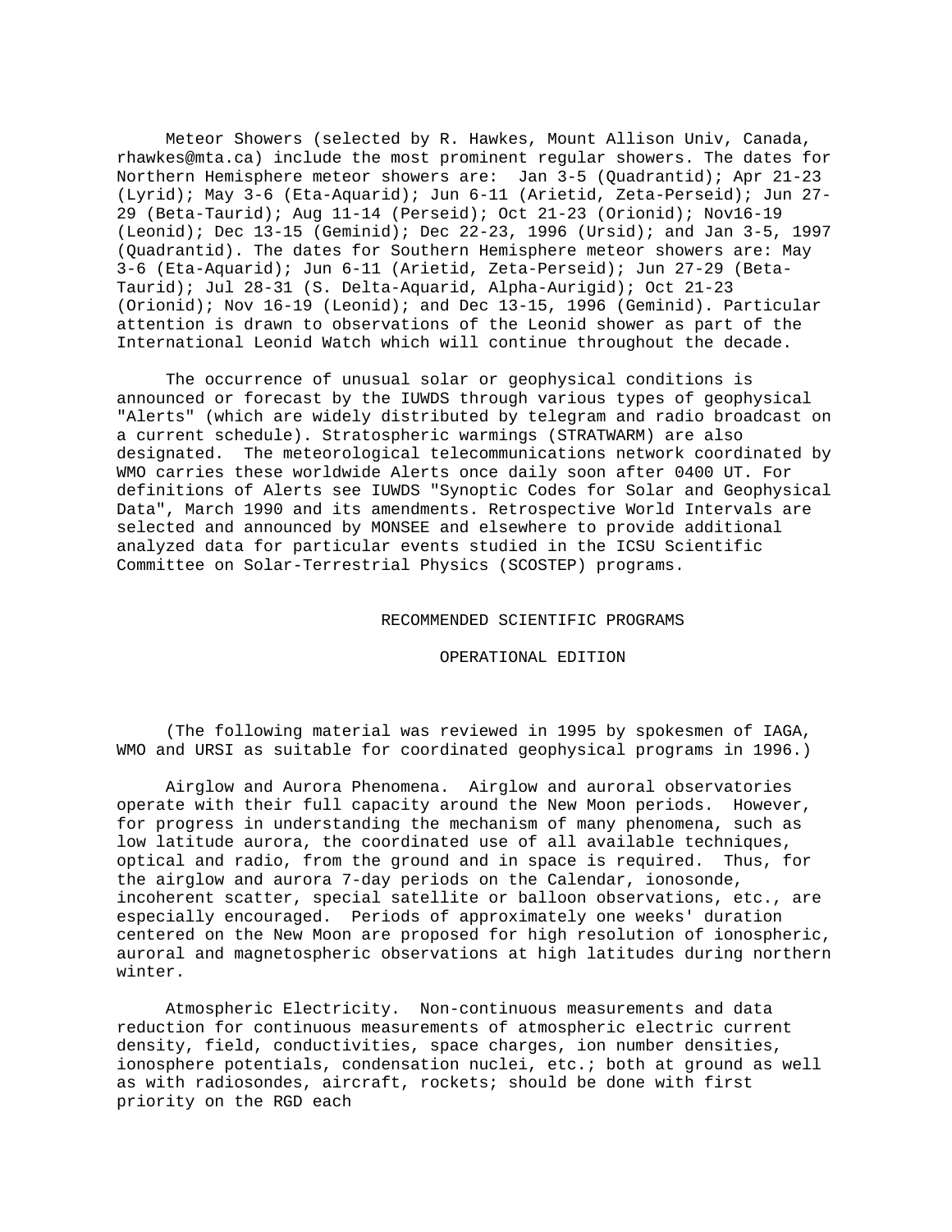Meteor Showers (selected by R. Hawkes, Mount Allison Univ, Canada, rhawkes@mta.ca) include the most prominent regular showers. The dates for Northern Hemisphere meteor showers are: Jan 3-5 (Quadrantid); Apr 21-23 (Lyrid); May 3-6 (Eta-Aquarid); Jun 6-11 (Arietid, Zeta-Perseid); Jun 27-29 (Beta-Taurid); Aug 11-14 (Perseid); Oct 21-23 (Orionid); Nov16-19 (Leonid); Dec 13-15 (Geminid); Dec 22-23, 1996 (Ursid); and Jan 3-5, 1997 (Quadrantid). The dates for Southern Hemisphere meteor showers are: May 3-6 (Eta-Aquarid); Jun 6-11 (Arietid, Zeta-Perseid); Jun 27-29 (Beta-Taurid); Jul 28-31 (S. Delta-Aquarid, Alpha-Aurigid); Oct 21-23 (Orionid); Nov 16-19 (Leonid); and Dec 13-15, 1996 (Geminid). Particular attention is drawn to observations of the Leonid shower as part of the International Leonid Watch which will continue throughout the decade.

The occurrence of unusual solar or geophysical conditions is announced or forecast by the IUWDS through various types of geophysical "Alerts" (which are widely distributed by telegram and radio broadcast on a current schedule). Stratospheric warmings (STRATWARM) are also designated. The meteorological telecommunications network coordinated by WMO carries these worldwide Alerts once daily soon after 0400 UT. For definitions of Alerts see IUWDS "Synoptic Codes for Solar and Geophysical Data", March 1990 and its amendments. Retrospective World Intervals are selected and announced by MONSEE and elsewhere to provide additional analyzed data for particular events studied in the ICSU Scientific Committee on Solar-Terrestrial Physics (SCOSTEP) programs.

## RECOMMENDED SCIENTIFIC PROGRAMS

### OPERATIONAL EDITION

(The following material was reviewed in 1995 by spokesmen of IAGA, WMO and URSI as suitable for coordinated geophysical programs in 1996.)

Airglow and Aurora Phenomena. Airglow and auroral observatories operate with their full capacity around the New Moon periods. However, for progress in understanding the mechanism of many phenomena, such as low latitude aurora, the coordinated use of all available techniques, optical and radio, from the ground and in space is required. Thus, for the airglow and aurora 7-day periods on the Calendar, ionosonde, incoherent scatter, special satellite or balloon observations, etc., are especially encouraged. Periods of approximately one weeks' duration centered on the New Moon are proposed for high resolution of ionospheric, auroral and magnetospheric observations at high latitudes during northern winter.

Atmospheric Electricity. Non-continuous measurements and data reduction for continuous measurements of atmospheric electric current density, field, conductivities, space charges, ion number densities, ionosphere potentials, condensation nuclei, etc.; both at ground as well as with radiosondes, aircraft, rockets; should be done with first priority on the RGD each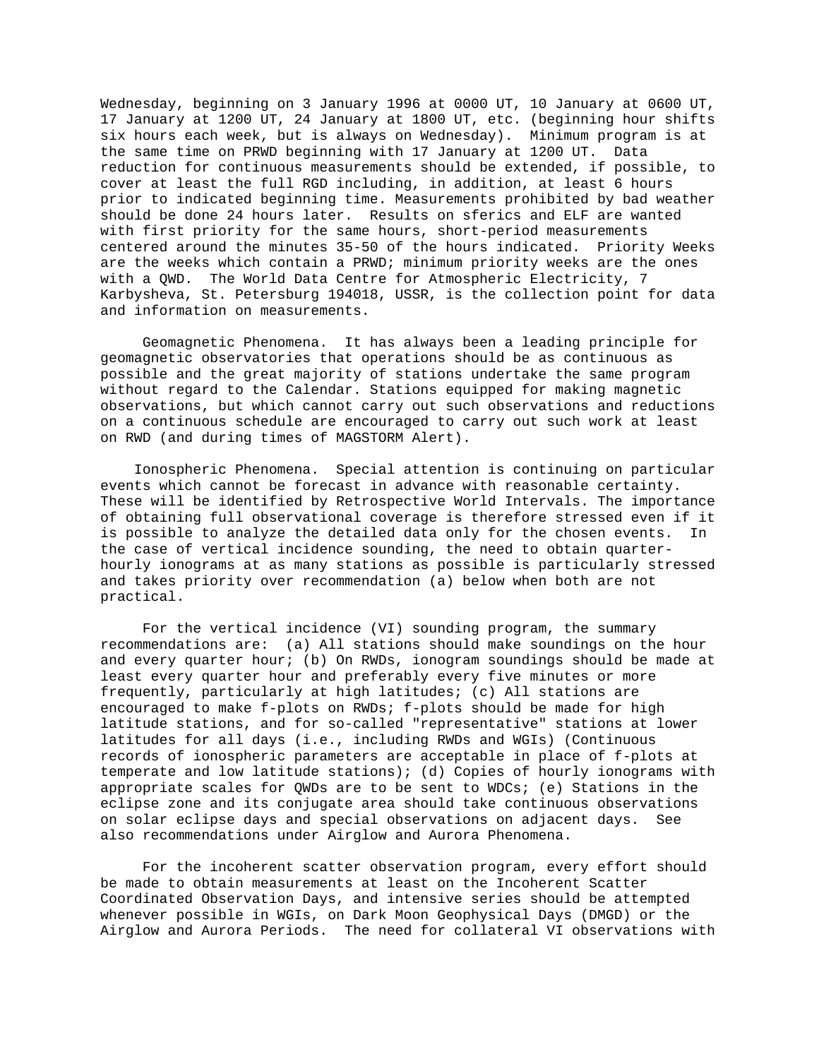Wednesday, beginning on 3 January 1996 at 0000 UT, 10 January at 0600 UT, 17 January at 1200 UT, 24 January at 1800 UT, etc. (beginning hour shifts six hours each week, but is always on Wednesday). Minimum program is at the same time on PRWD beginning with 17 January at 1200 UT. Data reduction for continuous measurements should be extended, if possible, to cover at least the full RGD including, in addition, at least 6 hours prior to indicated beginning time. Measurements prohibited by bad weather should be done 24 hours later. Results on sferics and ELF are wanted with first priority for the same hours, short-period measurements centered around the minutes 35-50 of the hours indicated. Priority Weeks are the weeks which contain a PRWD; minimum priority weeks are the ones with a QWD. The World Data Centre for Atmospheric Electricity, 7 Karbysheva, St. Petersburg 194018, USSR, is the collection point for data and information on measurements.

Geomagnetic Phenomena. It has always been a leading principle for geomagnetic observatories that operations should be as continuous as possible and the great majority of stations undertake the same program without regard to the Calendar. Stations equipped for making magnetic observations, but which cannot carry out such observations and reductions on a continuous schedule are encouraged to carry out such work at least on RWD (and during times of MAGSTORM Alert).

Ionospheric Phenomena. Special attention is continuing on particular events which cannot be forecast in advance with reasonable certainty. These will be identified by Retrospective World Intervals. The importance of obtaining full observational coverage is therefore stressed even if it is possible to analyze the detailed data only for the chosen events. In the case of vertical incidence sounding, the need to obtain quarter-hourly ionograms at as many stations as possible is particularly stressed and takes priority over recommendation (a) below when both are not practical.

For the vertical incidence (VI) sounding program, the summary recommendations are: (a) All stations should make soundings on the hour and every quarter hour; (b) On RWDs, ionogram soundings should be made at least every quarter hour and preferably every five minutes or more frequently, particularly at high latitudes; (c) All stations are encouraged to make f-plots on RWDs; f-plots should be made for high latitude stations, and for so-called "representative" stations at lower latitudes for all days (i.e., including RWDs and WGIs) (Continuous records of ionospheric parameters are acceptable in place of f-plots at temperate and low latitude stations); (d) Copies of hourly ionograms with appropriate scales for QWDs are to be sent to WDCs; (e) Stations in the eclipse zone and its conjugate area should take continuous observations on solar eclipse days and special observations on adjacent days. See also recommendations under Airglow and Aurora Phenomena.

For the incoherent scatter observation program, every effort should be made to obtain measurements at least on the Incoherent Scatter Coordinated Observation Days, and intensive series should be attempted whenever possible in WGIs, on Dark Moon Geophysical Days (DMGD) or the Airglow and Aurora Periods. The need for collateral VI observations with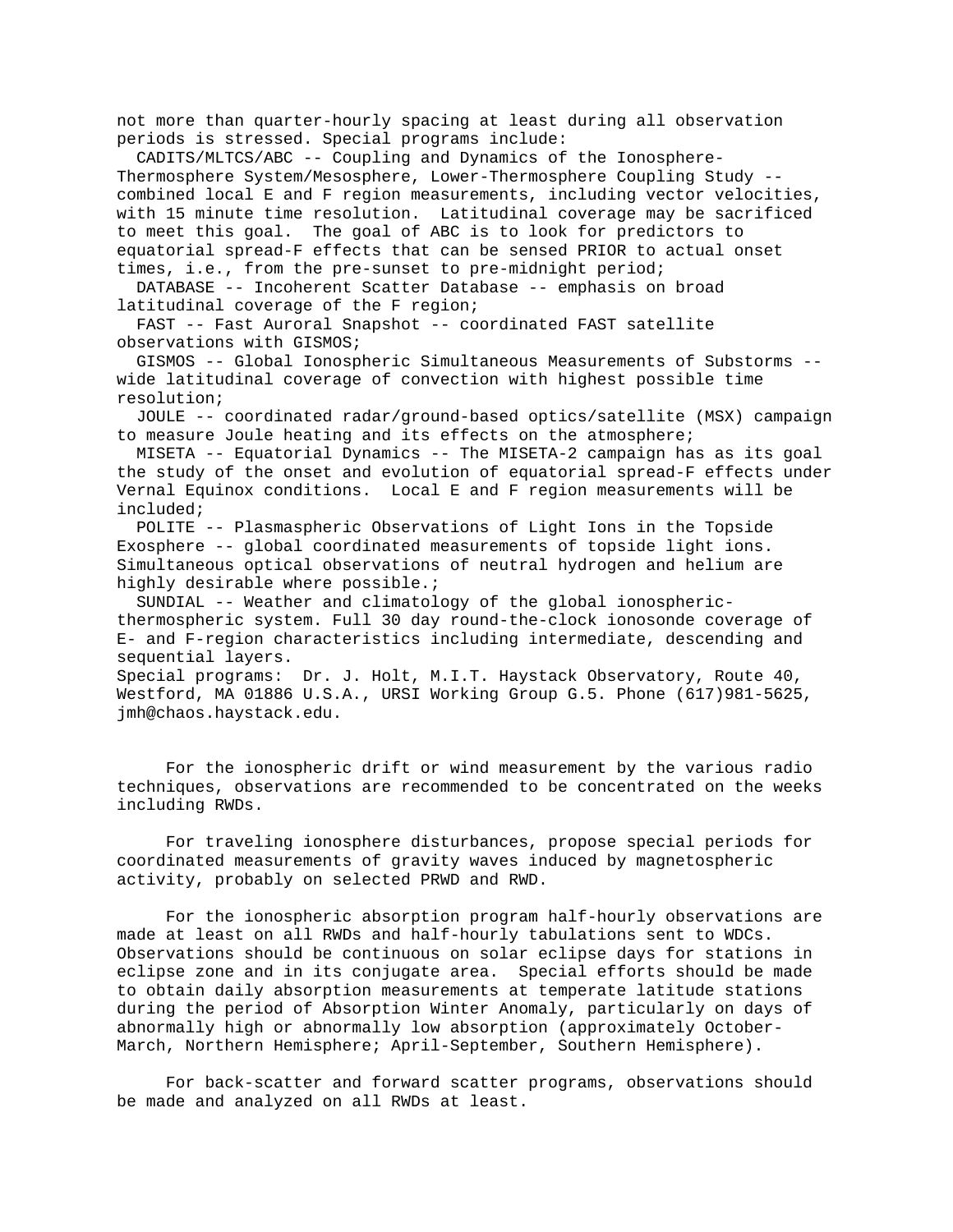not more than quarter-hourly spacing at least during all observation periods is stressed. Special programs include:

CADITS/MLTCS/ABC -- Coupling and Dynamics of the Ionosphere-Thermosphere System/Mesosphere, Lower-Thermosphere Coupling Study -- combined local E and F region measurements, including vector velocities, with 15 minute time resolution. Latitudinal coverage may be sacrificed to meet this goal. The goal of ABC is to look for predictors to equatorial spread-F effects that can be sensed PRIOR to actual onset times, i.e., from the pre-sunset to pre-midnight period;

DATABASE -- Incoherent Scatter Database -- emphasis on broad latitudinal coverage of the F region;

FAST -- Fast Auroral Snapshot -- coordinated FAST satellite observations with GISMOS;

GISMOS -- Global Ionospheric Simultaneous Measurements of Substorms -- wide latitudinal coverage of convection with highest possible time resolution;

JOULE -- coordinated radar/ground-based optics/satellite (MSX) campaign to measure Joule heating and its effects on the atmosphere;

MISETA -- Equatorial Dynamics -- The MISETA-2 campaign has as its goal the study of the onset and evolution of equatorial spread-F effects under Vernal Equinox conditions. Local E and F region measurements will be included;

POLITE -- Plasmaspheric Observations of Light Ions in the Topside Exosphere -- global coordinated measurements of topside light ions. Simultaneous optical observations of neutral hydrogen and helium are highly desirable where possible.;

SUNDIAL -- Weather and climatology of the global ionospheric-thermospheric system. Full 30 day round-the-clock ionosonde coverage of E- and F-region characteristics including intermediate, descending and sequential layers.

Special programs: Dr. J. Holt, M.I.T. Haystack Observatory, Route 40, Westford, MA 01886 U.S.A., URSI Working Group G.5. Phone (617)981-5625, jmh@chaos.haystack.edu.

For the ionospheric drift or wind measurement by the various radio techniques, observations are recommended to be concentrated on the weeks including RWDs.

For traveling ionosphere disturbances, propose special periods for coordinated measurements of gravity waves induced by magnetospheric activity, probably on selected PRWD and RWD.

For the ionospheric absorption program half-hourly observations are made at least on all RWDs and half-hourly tabulations sent to WDCs. Observations should be continuous on solar eclipse days for stations in eclipse zone and in its conjugate area. Special efforts should be made to obtain daily absorption measurements at temperate latitude stations during the period of Absorption Winter Anomaly, particularly on days of abnormally high or abnormally low absorption (approximately October-March, Northern Hemisphere; April-September, Southern Hemisphere).

For back-scatter and forward scatter programs, observations should be made and analyzed on all RWDs at least.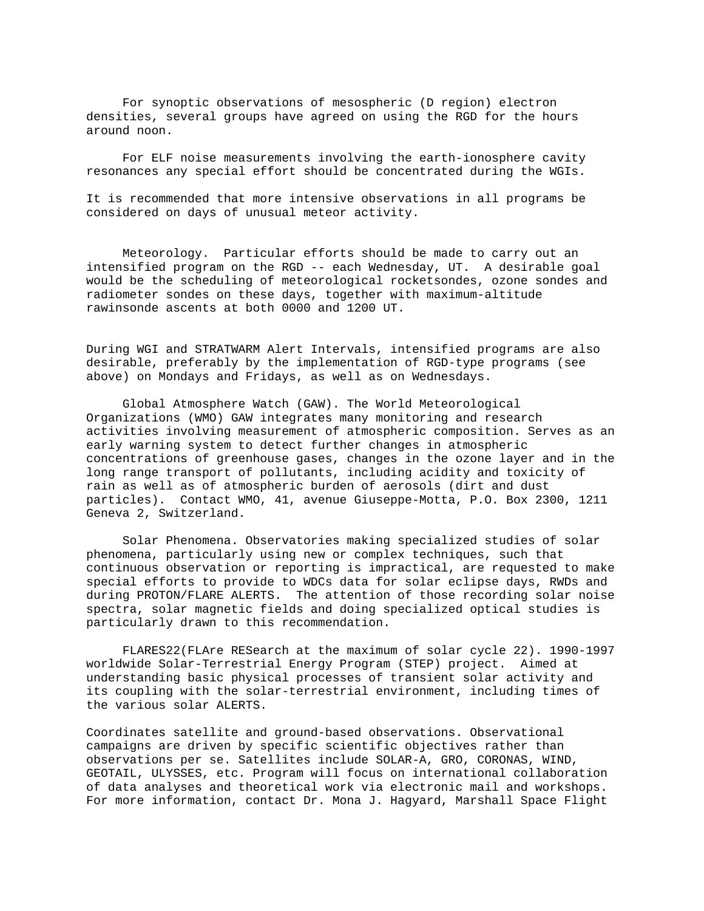For synoptic observations of mesospheric (D region) electron densities, several groups have agreed on using the RGD for the hours around noon.

For ELF noise measurements involving the earth-ionosphere cavity resonances any special effort should be concentrated during the WGIs.

It is recommended that more intensive observations in all programs be considered on days of unusual meteor activity.

Meteorology. Particular efforts should be made to carry out an intensified program on the RGD -- each Wednesday, UT. A desirable goal would be the scheduling of meteorological rocketsondes, ozone sondes and radiometer sondes on these days, together with maximum-altitude rawinsonde ascents at both 0000 and 1200 UT.

During WGI and STRATWARM Alert Intervals, intensified programs are also desirable, preferably by the implementation of RGD-type programs (see above) on Mondays and Fridays, as well as on Wednesdays.

Global Atmosphere Watch (GAW). The World Meteorological Organizations (WMO) GAW integrates many monitoring and research activities involving measurement of atmospheric composition. Serves as an early warning system to detect further changes in atmospheric concentrations of greenhouse gases, changes in the ozone layer and in the long range transport of pollutants, including acidity and toxicity of rain as well as of atmospheric burden of aerosols (dirt and dust particles). Contact WMO, 41, avenue Giuseppe-Motta, P.O. Box 2300, 1211 Geneva 2, Switzerland.

Solar Phenomena. Observatories making specialized studies of solar phenomena, particularly using new or complex techniques, such that continuous observation or reporting is impractical, are requested to make special efforts to provide to WDCs data for solar eclipse days, RWDs and during PROTON/FLARE ALERTS. The attention of those recording solar noise spectra, solar magnetic fields and doing specialized optical studies is particularly drawn to this recommendation.

FLARES22(FLAre RESearch at the maximum of solar cycle 22). 1990-1997 worldwide Solar-Terrestrial Energy Program (STEP) project. Aimed at understanding basic physical processes of transient solar activity and its coupling with the solar-terrestrial environment, including times of the various solar ALERTS.

Coordinates satellite and ground-based observations. Observational campaigns are driven by specific scientific objectives rather than observations per se. Satellites include SOLAR-A, GRO, CORONAS, WIND, GEOTAIL, ULYSSES, etc. Program will focus on international collaboration of data analyses and theoretical work via electronic mail and workshops. For more information, contact Dr. Mona J. Hagyard, Marshall Space Flight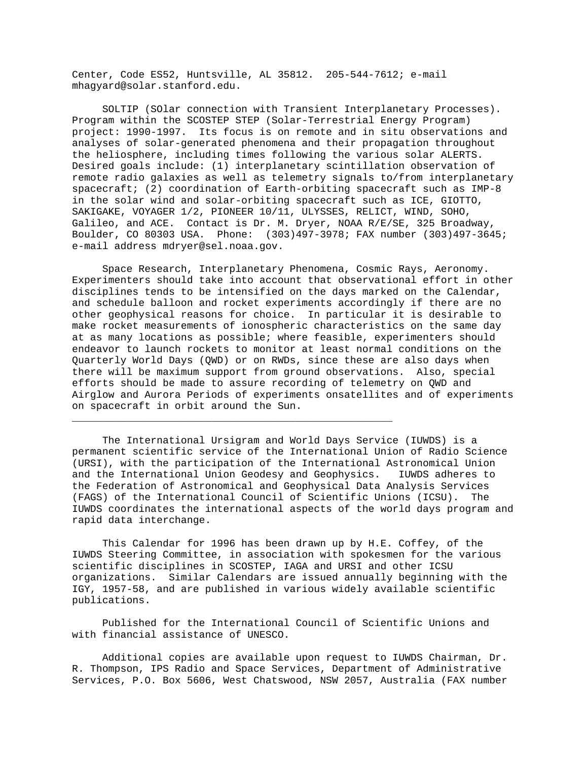Center, Code ES52, Huntsville, AL 35812. 205-544-7612; e-mail mhagyard@solar.stanford.edu.

SOLTIP (SOlar connection with Transient Interplanetary Processes). Program within the SCOSTEP STEP (Solar-Terrestrial Energy Program) project: 1990-1997. Its focus is on remote and in situ observations and analyses of solar-generated phenomena and their propagation throughout the heliosphere, including times following the various solar ALERTS. Desired goals include: (1) interplanetary scintillation observation of remote radio galaxies as well as telemetry signals to/from interplanetary spacecraft; (2) coordination of Earth-orbiting spacecraft such as IMP-8 in the solar wind and solar-orbiting spacecraft such as ICE, GIOTTO, SAKIGAKE, VOYAGER 1/2, PIONEER 10/11, ULYSSES, RELICT, WIND, SOHO, Galileo, and ACE. Contact is Dr. M. Dryer, NOAA R/E/SE, 325 Broadway, Boulder, CO 80303 USA. Phone: (303)497-3978; FAX number (303)497-3645; e-mail address mdryer@sel.noaa.gov.

Space Research, Interplanetary Phenomena, Cosmic Rays, Aeronomy. Experimenters should take into account that observational effort in other disciplines tends to be intensified on the days marked on the Calendar, and schedule balloon and rocket experiments accordingly if there are no other geophysical reasons for choice. In particular it is desirable to make rocket measurements of ionospheric characteristics on the same day at as many locations as possible; where feasible, experimenters should endeavor to launch rockets to monitor at least normal conditions on the Quarterly World Days (QWD) or on RWDs, since these are also days when there will be maximum support from ground observations. Also, special efforts should be made to assure recording of telemetry on QWD and Airglow and Aurora Periods of experiments onsatellites and of experiments on spacecraft in orbit around the Sun.

---

The International Ursigram and World Days Service (IUWDS) is a permanent scientific service of the International Union of Radio Science (URSI), with the participation of the International Astronomical Union and the International Union Geodesy and Geophysics. IUWDS adheres to the Federation of Astronomical and Geophysical Data Analysis Services (FAGS) of the International Council of Scientific Unions (ICSU). The IUWDS coordinates the international aspects of the world days program and rapid data interchange.

This Calendar for 1996 has been drawn up by H.E. Coffey, of the IUWDS Steering Committee, in association with spokesmen for the various scientific disciplines in SCOSTEP, IAGA and URSI and other ICSU organizations. Similar Calendars are issued annually beginning with the IGY, 1957-58, and are published in various widely available scientific publications.

Published for the International Council of Scientific Unions and with financial assistance of UNESCO.

Additional copies are available upon request to IUWDS Chairman, Dr. R. Thompson, IPS Radio and Space Services, Department of Administrative Services, P.O. Box 5606, West Chatswood, NSW 2057, Australia (FAX number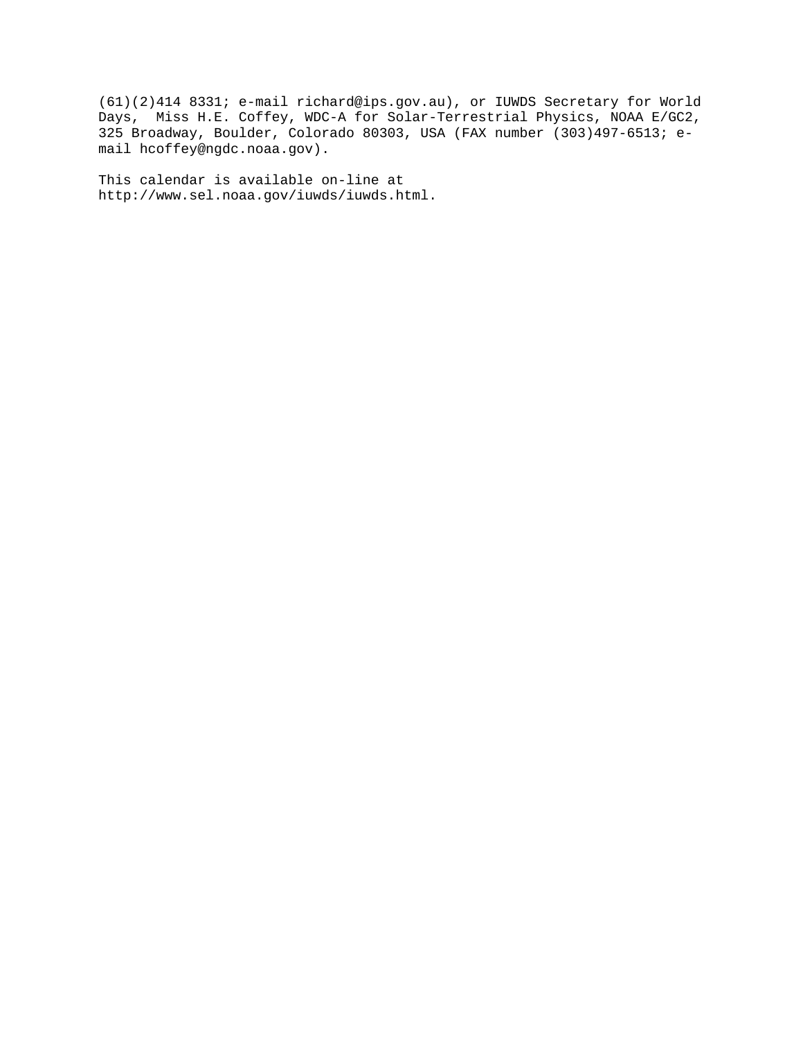(61)(2)414 8331; e-mail richard@ips.gov.au), or IUWDS Secretary for World Days, Miss H.E. Coffey, WDC-A for Solar-Terrestrial Physics, NOAA E/GC2, 325 Broadway, Boulder, Colorado 80303, USA (FAX number (303)497-6513; e-mail hcoffey@ngdc.noaa.gov).

This calendar is available on-line at http://www.sel.noaa.gov/iuwds/iuwds.html.